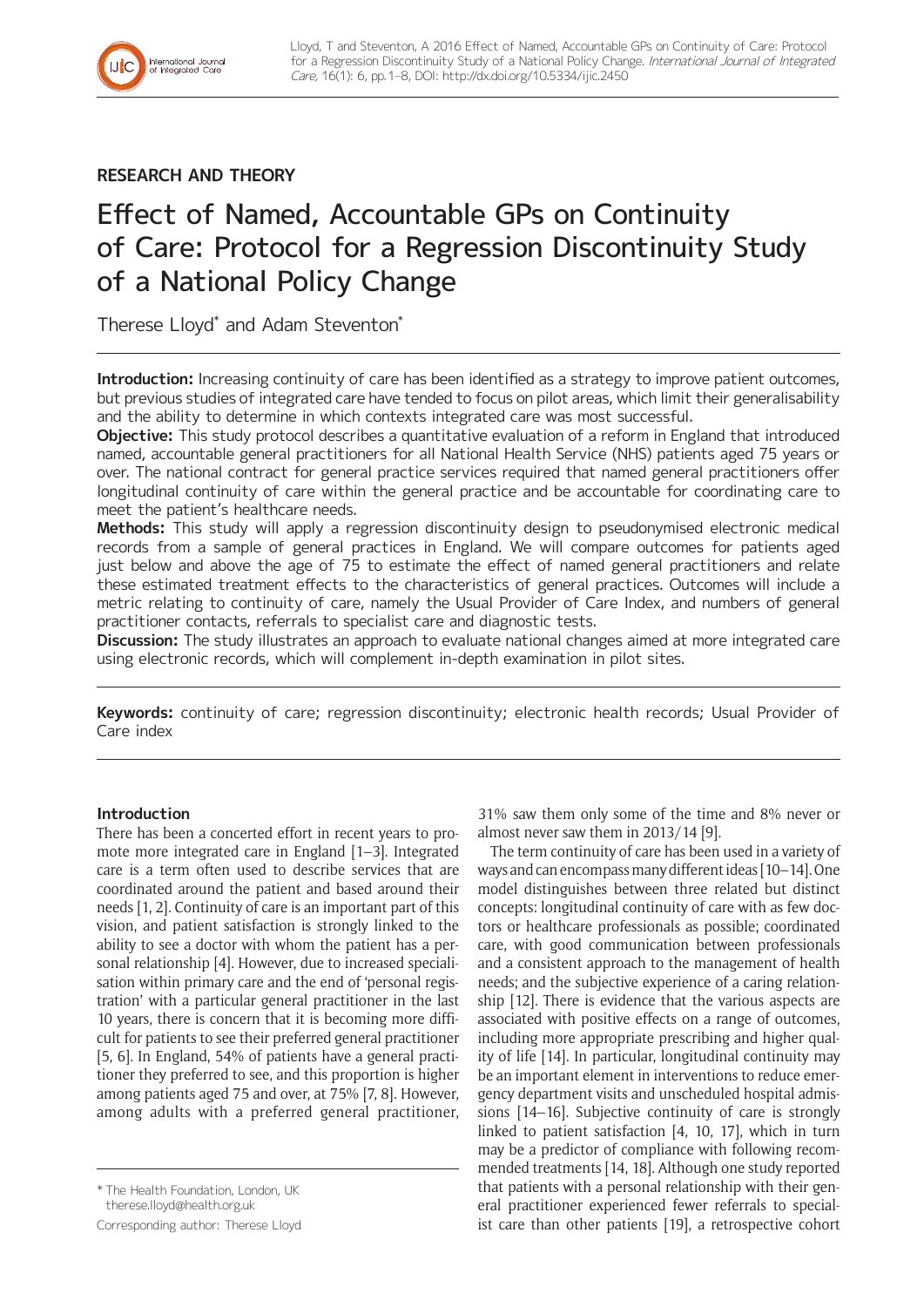RESEARCH AND THEORY

# Effect of Named, Accountable GPs on Continuity of Care: Protocol for a Regression Discontinuity Study of a National Policy Change

Therese Lloyd* and Adam Steventon*

**Introduction:** Increasing continuity of care has been identified as a strategy to improve patient outcomes, but previous studies of integrated care have tended to focus on pilot areas, which limit their generalisability and the ability to determine in which contexts integrated care was most successful.

**Objective:** This study protocol describes a quantitative evaluation of a reform in England that introduced named, accountable general practitioners for all National Health Service (NHS) patients aged 75 years or over. The national contract for general practice services required that named general practitioners offer longitudinal continuity of care within the general practice and be accountable for coordinating care to meet the patient's healthcare needs.

**Methods:** This study will apply a regression discontinuity design to pseudonymised electronic medical records from a sample of general practices in England. We will compare outcomes for patients aged just below and above the age of 75 to estimate the effect of named general practitioners and relate these estimated treatment effects to the characteristics of general practices. Outcomes will include a metric relating to continuity of care, namely the Usual Provider of Care Index, and numbers of general practitioner contacts, referrals to specialist care and diagnostic tests.

**Discussion:** The study illustrates an approach to evaluate national changes aimed at more integrated care using electronic records, which will complement in-depth examination in pilot sites.

**Keywords:** continuity of care; regression discontinuity; electronic health records; Usual Provider of Care index

## Introduction

There has been a concerted effort in recent years to promote more integrated care in England [1–3]. Integrated care is a term often used to describe services that are coordinated around the patient and based around their needs [1, 2]. Continuity of care is an important part of this vision, and patient satisfaction is strongly linked to the ability to see a doctor with whom the patient has a personal relationship [4]. However, due to increased specialisation within primary care and the end of 'personal registration' with a particular general practitioner in the last 10 years, there is concern that it is becoming more difficult for patients to see their preferred general practitioner [5, 6]. In England, 54% of patients have a general practitioner they preferred to see, and this proportion is higher among patients aged 75 and over, at 75% [7, 8]. However, among adults with a preferred general practitioner, 31% saw them only some of the time and 8% never or almost never saw them in 2013/14 [9].

The term continuity of care has been used in a variety of ways and can encompass many different ideas [10–14]. One model distinguishes between three related but distinct concepts: longitudinal continuity of care with as few doctors or healthcare professionals as possible; coordinated care, with good communication between professionals and a consistent approach to the management of health needs; and the subjective experience of a caring relationship [12]. There is evidence that the various aspects are associated with positive effects on a range of outcomes, including more appropriate prescribing and higher quality of life [14]. In particular, longitudinal continuity may be an important element in interventions to reduce emergency department visits and unscheduled hospital admissions [14–16]. Subjective continuity of care is strongly linked to patient satisfaction [4, 10, 17], which in turn may be a predictor of compliance with following recommended treatments [14, 18]. Although one study reported that patients with a personal relationship with their general practitioner experienced fewer referrals to specialist care than other patients [19], a retrospective cohort

\* The Health Foundation, London, UK
therese.lloyd@health.org.uk

Corresponding author: Therese Lloyd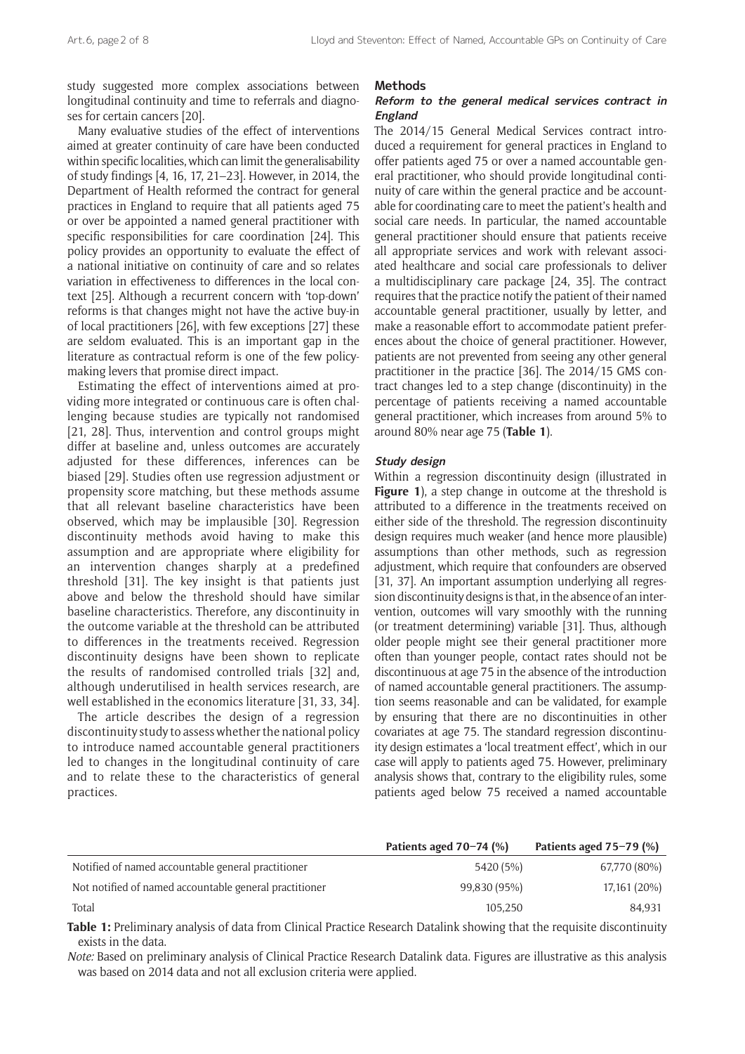study suggested more complex associations between longitudinal continuity and time to referrals and diagnoses for certain cancers [20].

Many evaluative studies of the effect of interventions aimed at greater continuity of care have been conducted within specific localities, which can limit the generalisability of study findings [4, 16, 17, 21–23]. However, in 2014, the Department of Health reformed the contract for general practices in England to require that all patients aged 75 or over be appointed a named general practitioner with specific responsibilities for care coordination [24]. This policy provides an opportunity to evaluate the effect of a national initiative on continuity of care and so relates variation in effectiveness to differences in the local context [25]. Although a recurrent concern with 'top-down' reforms is that changes might not have the active buy-in of local practitioners [26], with few exceptions [27] these are seldom evaluated. This is an important gap in the literature as contractual reform is one of the few policy-making levers that promise direct impact.

Estimating the effect of interventions aimed at providing more integrated or continuous care is often challenging because studies are typically not randomised [21, 28]. Thus, intervention and control groups might differ at baseline and, unless outcomes are accurately adjusted for these differences, inferences can be biased [29]. Studies often use regression adjustment or propensity score matching, but these methods assume that all relevant baseline characteristics have been observed, which may be implausible [30]. Regression discontinuity methods avoid having to make this assumption and are appropriate where eligibility for an intervention changes sharply at a predefined threshold [31]. The key insight is that patients just above and below the threshold should have similar baseline characteristics. Therefore, any discontinuity in the outcome variable at the threshold can be attributed to differences in the treatments received. Regression discontinuity designs have been shown to replicate the results of randomised controlled trials [32] and, although underutilised in health services research, are well established in the economics literature [31, 33, 34].

The article describes the design of a regression discontinuity study to assess whether the national policy to introduce named accountable general practitioners led to changes in the longitudinal continuity of care and to relate these to the characteristics of general practices.

## Methods

### *Reform to the general medical services contract in England*

The 2014/15 General Medical Services contract introduced a requirement for general practices in England to offer patients aged 75 or over a named accountable general practitioner, who should provide longitudinal continuity of care within the general practice and be accountable for coordinating care to meet the patient's health and social care needs. In particular, the named accountable general practitioner should ensure that patients receive all appropriate services and work with relevant associated healthcare and social care professionals to deliver a multidisciplinary care package [24, 35]. The contract requires that the practice notify the patient of their named accountable general practitioner, usually by letter, and make a reasonable effort to accommodate patient preferences about the choice of general practitioner. However, patients are not prevented from seeing any other general practitioner in the practice [36]. The 2014/15 GMS contract changes led to a step change (discontinuity) in the percentage of patients receiving a named accountable general practitioner, which increases from around 5% to around 80% near age 75 (**Table 1**).

### *Study design*

Within a regression discontinuity design (illustrated in **Figure 1**), a step change in outcome at the threshold is attributed to a difference in the treatments received on either side of the threshold. The regression discontinuity design requires much weaker (and hence more plausible) assumptions than other methods, such as regression adjustment, which require that confounders are observed [31, 37]. An important assumption underlying all regression discontinuity designs is that, in the absence of an intervention, outcomes will vary smoothly with the running (or treatment determining) variable [31]. Thus, although older people might see their general practitioner more often than younger people, contact rates should not be discontinuous at age 75 in the absence of the introduction of named accountable general practitioners. The assumption seems reasonable and can be validated, for example by ensuring that there are no discontinuities in other covariates at age 75. The standard regression discontinuity design estimates a 'local treatment effect', which in our case will apply to patients aged 75. However, preliminary analysis shows that, contrary to the eligibility rules, some patients aged below 75 received a named accountable

| | Patients aged 70–74 (%) | Patients aged 75–79 (%) |
|---|---|---|
| Notified of named accountable general practitioner | 5420 (5%) | 67,770 (80%) |
| Not notified of named accountable general practitioner | 99,830 (95%) | 17,161 (20%) |
| Total | 105,250 | 84,931 |

**Table 1:** Preliminary analysis of data from Clinical Practice Research Datalink showing that the requisite discontinuity exists in the data.

*Note:* Based on preliminary analysis of Clinical Practice Research Datalink data. Figures are illustrative as this analysis was based on 2014 data and not all exclusion criteria were applied.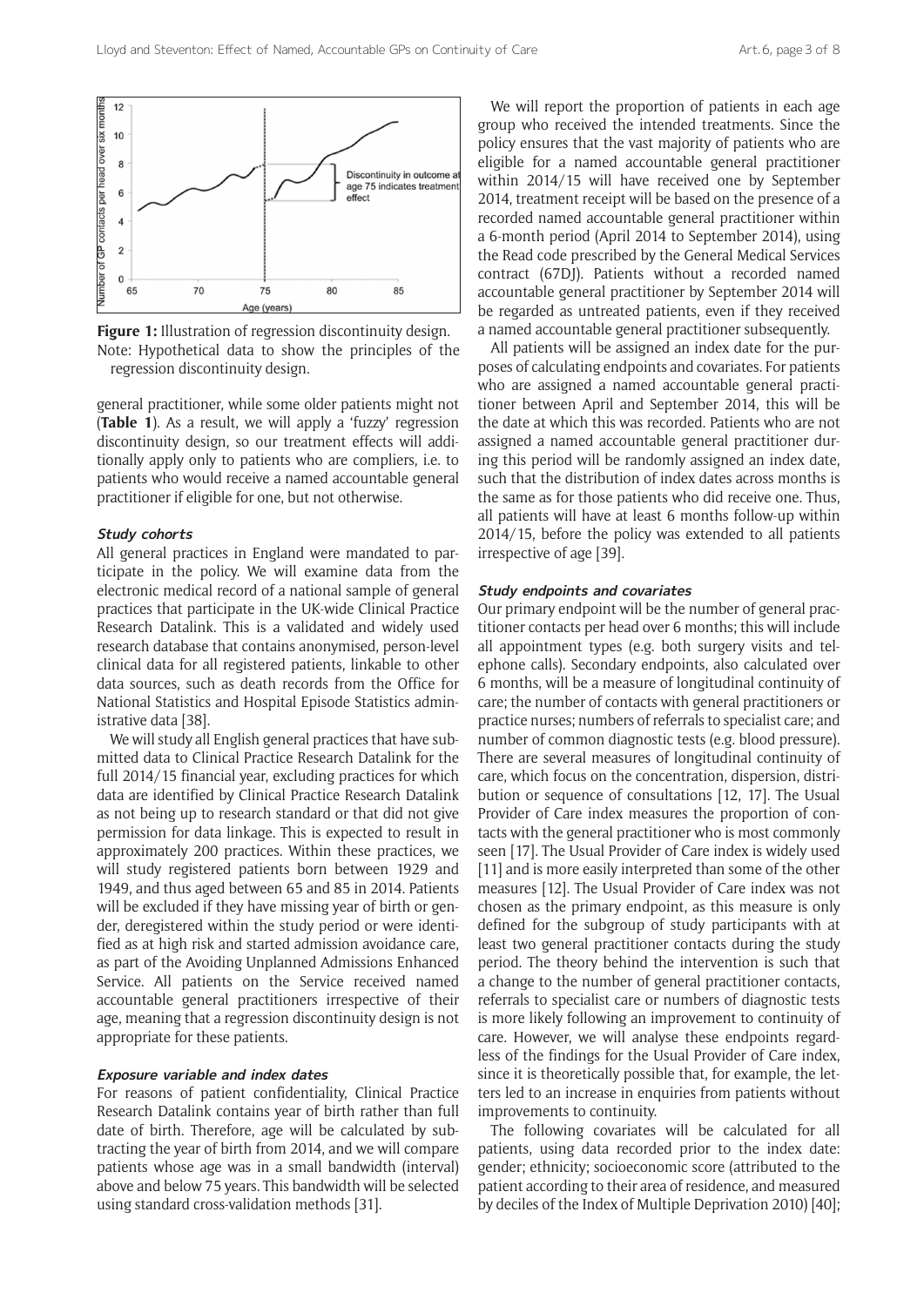**Figure 1:** Illustration of regression discontinuity design. Note: Hypothetical data to show the principles of the regression discontinuity design.

general practitioner, while some older patients might not (**Table 1**). As a result, we will apply a 'fuzzy' regression discontinuity design, so our treatment effects will additionally apply only to patients who are compliers, i.e. to patients who would receive a named accountable general practitioner if eligible for one, but not otherwise.

### *Study cohorts*

All general practices in England were mandated to participate in the policy. We will examine data from the electronic medical record of a national sample of general practices that participate in the UK-wide Clinical Practice Research Datalink. This is a validated and widely used research database that contains anonymised, person-level clinical data for all registered patients, linkable to other data sources, such as death records from the Office for National Statistics and Hospital Episode Statistics administrative data [38].

We will study all English general practices that have submitted data to Clinical Practice Research Datalink for the full 2014/15 financial year, excluding practices for which data are identified by Clinical Practice Research Datalink as not being up to research standard or that did not give permission for data linkage. This is expected to result in approximately 200 practices. Within these practices, we will study registered patients born between 1929 and 1949, and thus aged between 65 and 85 in 2014. Patients will be excluded if they have missing year of birth or gender, deregistered within the study period or were identified as at high risk and started admission avoidance care, as part of the Avoiding Unplanned Admissions Enhanced Service. All patients on the Service received named accountable general practitioners irrespective of their age, meaning that a regression discontinuity design is not appropriate for these patients.

### *Exposure variable and index dates*

For reasons of patient confidentiality, Clinical Practice Research Datalink contains year of birth rather than full date of birth. Therefore, age will be calculated by subtracting the year of birth from 2014, and we will compare patients whose age was in a small bandwidth (interval) above and below 75 years. This bandwidth will be selected using standard cross-validation methods [31].

We will report the proportion of patients in each age group who received the intended treatments. Since the policy ensures that the vast majority of patients who are eligible for a named accountable general practitioner within 2014/15 will have received one by September 2014, treatment receipt will be based on the presence of a recorded named accountable general practitioner within a 6-month period (April 2014 to September 2014), using the Read code prescribed by the General Medical Services contract (67DJ). Patients without a recorded named accountable general practitioner by September 2014 will be regarded as untreated patients, even if they received a named accountable general practitioner subsequently.

All patients will be assigned an index date for the purposes of calculating endpoints and covariates. For patients who are assigned a named accountable general practitioner between April and September 2014, this will be the date at which this was recorded. Patients who are not assigned a named accountable general practitioner during this period will be randomly assigned an index date, such that the distribution of index dates across months is the same as for those patients who did receive one. Thus, all patients will have at least 6 months follow-up within 2014/15, before the policy was extended to all patients irrespective of age [39].

### *Study endpoints and covariates*

Our primary endpoint will be the number of general practitioner contacts per head over 6 months; this will include all appointment types (e.g. both surgery visits and telephone calls). Secondary endpoints, also calculated over 6 months, will be a measure of longitudinal continuity of care; the number of contacts with general practitioners or practice nurses; numbers of referrals to specialist care; and number of common diagnostic tests (e.g. blood pressure). There are several measures of longitudinal continuity of care, which focus on the concentration, dispersion, distribution or sequence of consultations [12, 17]. The Usual Provider of Care index measures the proportion of contacts with the general practitioner who is most commonly seen [17]. The Usual Provider of Care index is widely used [11] and is more easily interpreted than some of the other measures [12]. The Usual Provider of Care index was not chosen as the primary endpoint, as this measure is only defined for the subgroup of study participants with at least two general practitioner contacts during the study period. The theory behind the intervention is such that a change to the number of general practitioner contacts, referrals to specialist care or numbers of diagnostic tests is more likely following an improvement to continuity of care. However, we will analyse these endpoints regardless of the findings for the Usual Provider of Care index, since it is theoretically possible that, for example, the letters led to an increase in enquiries from patients without improvements to continuity.

The following covariates will be calculated for all patients, using data recorded prior to the index date: gender; ethnicity; socioeconomic score (attributed to the patient according to their area of residence, and measured by deciles of the Index of Multiple Deprivation 2010) [40];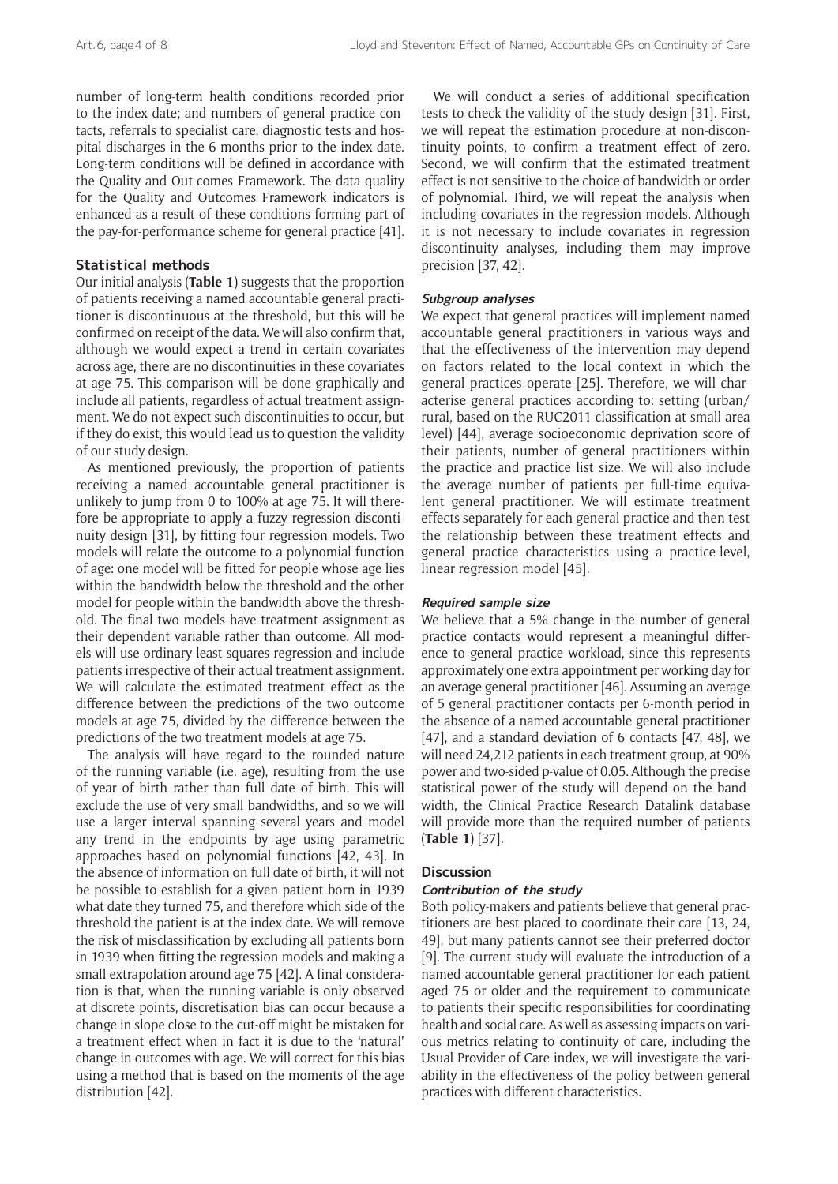number of long-term health conditions recorded prior to the index date; and numbers of general practice contacts, referrals to specialist care, diagnostic tests and hospital discharges in the 6 months prior to the index date. Long-term conditions will be defined in accordance with the Quality and Out-comes Framework. The data quality for the Quality and Outcomes Framework indicators is enhanced as a result of these conditions forming part of the pay-for-performance scheme for general practice [41].

### Statistical methods

Our initial analysis (**Table 1**) suggests that the proportion of patients receiving a named accountable general practitioner is discontinuous at the threshold, but this will be confirmed on receipt of the data. We will also confirm that, although we would expect a trend in certain covariates across age, there are no discontinuities in these covariates at age 75. This comparison will be done graphically and include all patients, regardless of actual treatment assignment. We do not expect such discontinuities to occur, but if they do exist, this would lead us to question the validity of our study design.

As mentioned previously, the proportion of patients receiving a named accountable general practitioner is unlikely to jump from 0 to 100% at age 75. It will therefore be appropriate to apply a fuzzy regression discontinuity design [31], by fitting four regression models. Two models will relate the outcome to a polynomial function of age: one model will be fitted for people whose age lies within the bandwidth below the threshold and the other model for people within the bandwidth above the threshold. The final two models have treatment assignment as their dependent variable rather than outcome. All models will use ordinary least squares regression and include patients irrespective of their actual treatment assignment. We will calculate the estimated treatment effect as the difference between the predictions of the two outcome models at age 75, divided by the difference between the predictions of the two treatment models at age 75.

The analysis will have regard to the rounded nature of the running variable (i.e. age), resulting from the use of year of birth rather than full date of birth. This will exclude the use of very small bandwidths, and so we will use a larger interval spanning several years and model any trend in the endpoints by age using parametric approaches based on polynomial functions [42, 43]. In the absence of information on full date of birth, it will not be possible to establish for a given patient born in 1939 what date they turned 75, and therefore which side of the threshold the patient is at the index date. We will remove the risk of misclassification by excluding all patients born in 1939 when fitting the regression models and making a small extrapolation around age 75 [42]. A final consideration is that, when the running variable is only observed at discrete points, discretisation bias can occur because a change in slope close to the cut-off might be mistaken for a treatment effect when in fact it is due to the 'natural' change in outcomes with age. We will correct for this bias using a method that is based on the moments of the age distribution [42].

We will conduct a series of additional specification tests to check the validity of the study design [31]. First, we will repeat the estimation procedure at non-discontinuity points, to confirm a treatment effect of zero. Second, we will confirm that the estimated treatment effect is not sensitive to the choice of bandwidth or order of polynomial. Third, we will repeat the analysis when including covariates in the regression models. Although it is not necessary to include covariates in regression discontinuity analyses, including them may improve precision [37, 42].

#### *Subgroup analyses*

We expect that general practices will implement named accountable general practitioners in various ways and that the effectiveness of the intervention may depend on factors related to the local context in which the general practices operate [25]. Therefore, we will characterise general practices according to: setting (urban/rural, based on the RUC2011 classification at small area level) [44], average socioeconomic deprivation score of their patients, number of general practitioners within the practice and practice list size. We will also include the average number of patients per full-time equivalent general practitioner. We will estimate treatment effects separately for each general practice and then test the relationship between these treatment effects and general practice characteristics using a practice-level, linear regression model [45].

#### *Required sample size*

We believe that a 5% change in the number of general practice contacts would represent a meaningful difference to general practice workload, since this represents approximately one extra appointment per working day for an average general practitioner [46]. Assuming an average of 5 general practitioner contacts per 6-month period in the absence of a named accountable general practitioner [47], and a standard deviation of 6 contacts [47, 48], we will need 24,212 patients in each treatment group, at 90% power and two-sided p-value of 0.05. Although the precise statistical power of the study will depend on the bandwidth, the Clinical Practice Research Datalink database will provide more than the required number of patients (**Table 1**) [37].

### Discussion

#### *Contribution of the study*

Both policy-makers and patients believe that general practitioners are best placed to coordinate their care [13, 24, 49], but many patients cannot see their preferred doctor [9]. The current study will evaluate the introduction of a named accountable general practitioner for each patient aged 75 or older and the requirement to communicate to patients their specific responsibilities for coordinating health and social care. As well as assessing impacts on various metrics relating to continuity of care, including the Usual Provider of Care index, we will investigate the variability in the effectiveness of the policy between general practices with different characteristics.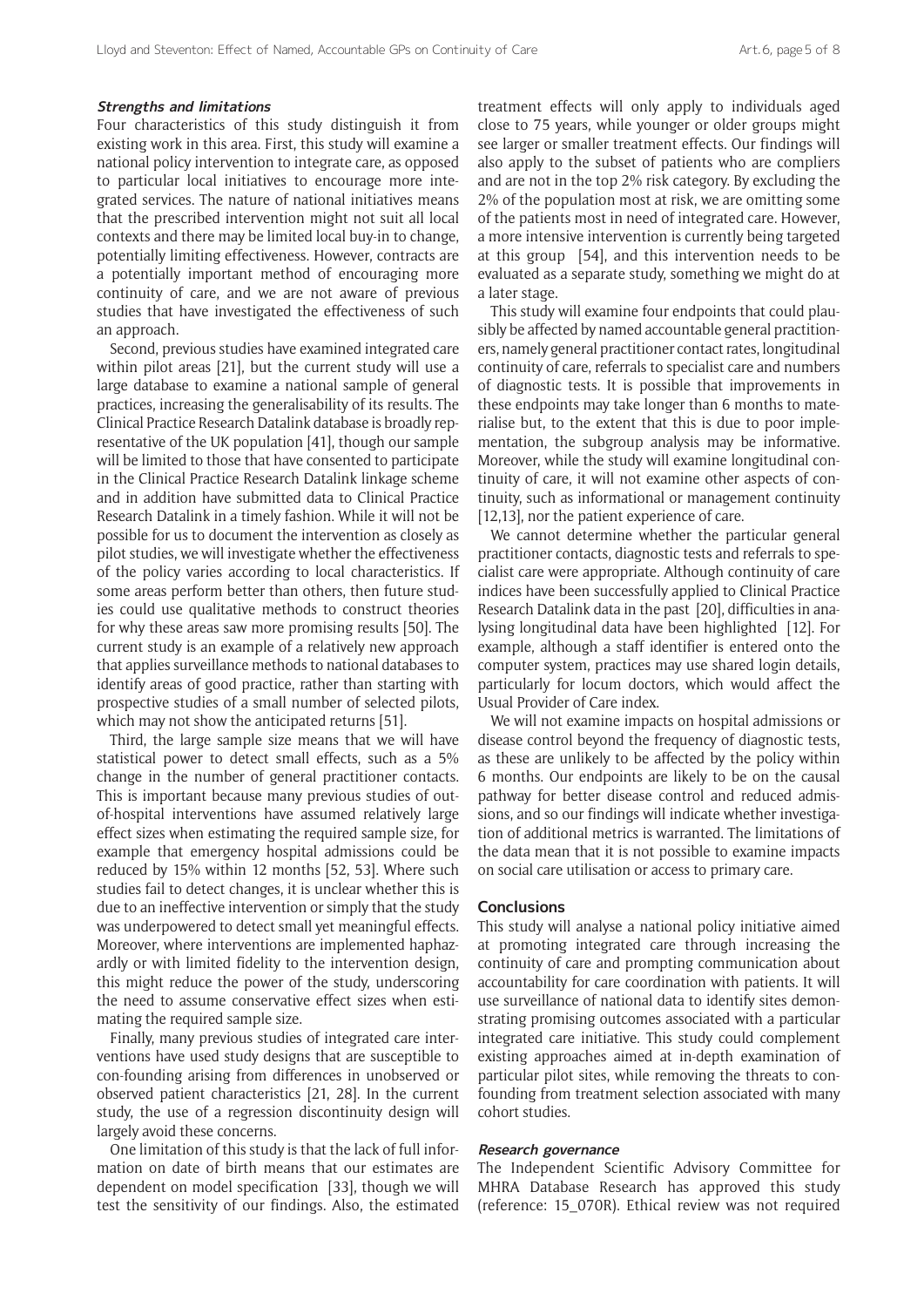### *Strengths and limitations*

Four characteristics of this study distinguish it from existing work in this area. First, this study will examine a national policy intervention to integrate care, as opposed to particular local initiatives to encourage more integrated services. The nature of national initiatives means that the prescribed intervention might not suit all local contexts and there may be limited local buy-in to change, potentially limiting effectiveness. However, contracts are a potentially important method of encouraging more continuity of care, and we are not aware of previous studies that have investigated the effectiveness of such an approach.

Second, previous studies have examined integrated care within pilot areas [21], but the current study will use a large database to examine a national sample of general practices, increasing the generalisability of its results. The Clinical Practice Research Datalink database is broadly representative of the UK population [41], though our sample will be limited to those that have consented to participate in the Clinical Practice Research Datalink linkage scheme and in addition have submitted data to Clinical Practice Research Datalink in a timely fashion. While it will not be possible for us to document the intervention as closely as pilot studies, we will investigate whether the effectiveness of the policy varies according to local characteristics. If some areas perform better than others, then future studies could use qualitative methods to construct theories for why these areas saw more promising results [50]. The current study is an example of a relatively new approach that applies surveillance methods to national databases to identify areas of good practice, rather than starting with prospective studies of a small number of selected pilots, which may not show the anticipated returns [51].

Third, the large sample size means that we will have statistical power to detect small effects, such as a 5% change in the number of general practitioner contacts. This is important because many previous studies of out-of-hospital interventions have assumed relatively large effect sizes when estimating the required sample size, for example that emergency hospital admissions could be reduced by 15% within 12 months [52, 53]. Where such studies fail to detect changes, it is unclear whether this is due to an ineffective intervention or simply that the study was underpowered to detect small yet meaningful effects. Moreover, where interventions are implemented haphazardly or with limited fidelity to the intervention design, this might reduce the power of the study, underscoring the need to assume conservative effect sizes when estimating the required sample size.

Finally, many previous studies of integrated care interventions have used study designs that are susceptible to con-founding arising from differences in unobserved or observed patient characteristics [21, 28]. In the current study, the use of a regression discontinuity design will largely avoid these concerns.

One limitation of this study is that the lack of full information on date of birth means that our estimates are dependent on model specification [33], though we will test the sensitivity of our findings. Also, the estimated treatment effects will only apply to individuals aged close to 75 years, while younger or older groups might see larger or smaller treatment effects. Our findings will also apply to the subset of patients who are compliers and are not in the top 2% risk category. By excluding the 2% of the population most at risk, we are omitting some of the patients most in need of integrated care. However, a more intensive intervention is currently being targeted at this group [54], and this intervention needs to be evaluated as a separate study, something we might do at a later stage.

This study will examine four endpoints that could plausibly be affected by named accountable general practitioners, namely general practitioner contact rates, longitudinal continuity of care, referrals to specialist care and numbers of diagnostic tests. It is possible that improvements in these endpoints may take longer than 6 months to materialise but, to the extent that this is due to poor implementation, the subgroup analysis may be informative. Moreover, while the study will examine longitudinal continuity of care, it will not examine other aspects of continuity, such as informational or management continuity [12,13], nor the patient experience of care.

We cannot determine whether the particular general practitioner contacts, diagnostic tests and referrals to specialist care were appropriate. Although continuity of care indices have been successfully applied to Clinical Practice Research Datalink data in the past [20], difficulties in analysing longitudinal data have been highlighted [12]. For example, although a staff identifier is entered onto the computer system, practices may use shared login details, particularly for locum doctors, which would affect the Usual Provider of Care index.

We will not examine impacts on hospital admissions or disease control beyond the frequency of diagnostic tests, as these are unlikely to be affected by the policy within 6 months. Our endpoints are likely to be on the causal pathway for better disease control and reduced admissions, and so our findings will indicate whether investigation of additional metrics is warranted. The limitations of the data mean that it is not possible to examine impacts on social care utilisation or access to primary care.

## Conclusions

This study will analyse a national policy initiative aimed at promoting integrated care through increasing the continuity of care and prompting communication about accountability for care coordination with patients. It will use surveillance of national data to identify sites demonstrating promising outcomes associated with a particular integrated care initiative. This study could complement existing approaches aimed at in-depth examination of particular pilot sites, while removing the threats to confounding from treatment selection associated with many cohort studies.

### *Research governance*

The Independent Scientific Advisory Committee for MHRA Database Research has approved this study (reference: 15_070R). Ethical review was not required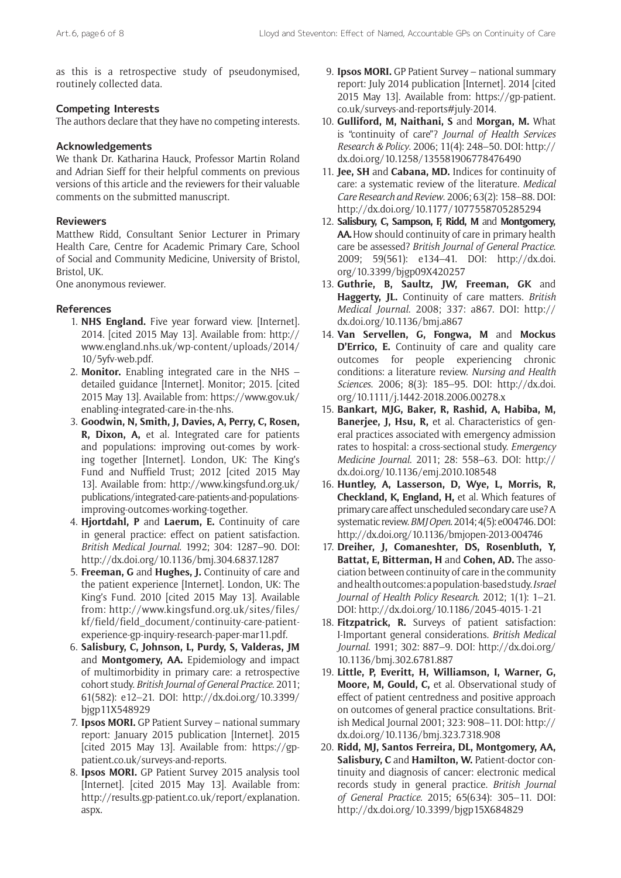as this is a retrospective study of pseudonymised, routinely collected data.

### Competing Interests

The authors declare that they have no competing interests.

### Acknowledgements

We thank Dr. Katharina Hauck, Professor Martin Roland and Adrian Sieff for their helpful comments on previous versions of this article and the reviewers for their valuable comments on the submitted manuscript.

### Reviewers

Matthew Ridd, Consultant Senior Lecturer in Primary Health Care, Centre for Academic Primary Care, School of Social and Community Medicine, University of Bristol, Bristol, UK.

One anonymous reviewer.

### References

1. **NHS England.** Five year forward view. [Internet]. 2014. [cited 2015 May 13]. Available from: http://www.england.nhs.uk/wp-content/uploads/2014/10/5yfv-web.pdf.
2. **Monitor.** Enabling integrated care in the NHS – detailed guidance [Internet]. Monitor; 2015. [cited 2015 May 13]. Available from: https://www.gov.uk/enabling-integrated-care-in-the-nhs.
3. **Goodwin, N, Smith, J, Davies, A, Perry, C, Rosen, R, Dixon, A,** et al. Integrated care for patients and populations: improving out-comes by working together [Internet]. London, UK: The King's Fund and Nuffield Trust; 2012 [cited 2015 May 13]. Available from: http://www.kingsfund.org.uk/publications/integrated-care-patients-and-populations-improving-outcomes-working-together.
4. **Hjortdahl, P** and **Laerum, E.** Continuity of care in general practice: effect on patient satisfaction. *British Medical Journal.* 1992; 304: 1287–90. DOI: http://dx.doi.org/10.1136/bmj.304.6837.1287
5. **Freeman, G** and **Hughes, J.** Continuity of care and the patient experience [Internet]. London, UK: The King's Fund. 2010 [cited 2015 May 13]. Available from: http://www.kingsfund.org.uk/sites/files/kf/field/field_document/continuity-care-patient-experience-gp-inquiry-research-paper-mar11.pdf.
6. **Salisbury, C, Johnson, L, Purdy, S, Valderas, JM** and **Montgomery, AA.** Epidemiology and impact of multimorbidity in primary care: a retrospective cohort study. *British Journal of General Practice.* 2011; 61(582): e12–21. DOI: http://dx.doi.org/10.3399/bjgp11X548929
7. **Ipsos MORI.** GP Patient Survey – national summary report: January 2015 publication [Internet]. 2015 [cited 2015 May 13]. Available from: https://gp-patient.co.uk/surveys-and-reports.
8. **Ipsos MORI.** GP Patient Survey 2015 analysis tool [Internet]. [cited 2015 May 13]. Available from: http://results.gp-patient.co.uk/report/explanation.aspx.
9. **Ipsos MORI.** GP Patient Survey – national summary report: July 2014 publication [Internet]. 2014 [cited 2015 May 13]. Available from: https://gp-patient.co.uk/surveys-and-reports#july-2014.
10. **Gulliford, M, Naithani, S** and **Morgan, M.** What is "continuity of care"? *Journal of Health Services Research & Policy.* 2006; 11(4): 248–50. DOI: http://dx.doi.org/10.1258/135581906778476490
11. **Jee, SH** and **Cabana, MD.** Indices for continuity of care: a systematic review of the literature. *Medical Care Research and Review.* 2006; 63(2): 158–88. DOI: http://dx.doi.org/10.1177/1077558705285294
12. **Salisbury, C, Sampson, F, Ridd, M** and **Montgomery, AA.** How should continuity of care in primary health care be assessed? *British Journal of General Practice.* 2009; 59(561): e134–41. DOI: http://dx.doi.org/10.3399/bjgp09X420257
13. **Guthrie, B, Saultz, JW, Freeman, GK** and **Haggerty, JL.** Continuity of care matters. *British Medical Journal.* 2008; 337: a867. DOI: http://dx.doi.org/10.1136/bmj.a867
14. **Van Servellen, G, Fongwa, M** and **Mockus D'Errico, E.** Continuity of care and quality care outcomes for people experiencing chronic conditions: a literature review. *Nursing and Health Sciences.* 2006; 8(3): 185–95. DOI: http://dx.doi.org/10.1111/j.1442-2018.2006.00278.x
15. **Bankart, MJG, Baker, R, Rashid, A, Habiba, M, Banerjee, J, Hsu, R,** et al. Characteristics of general practices associated with emergency admission rates to hospital: a cross-sectional study. *Emergency Medicine Journal.* 2011; 28: 558–63. DOI: http://dx.doi.org/10.1136/emj.2010.108548
16. **Huntley, A, Lasserson, D, Wye, L, Morris, R, Checkland, K, England, H,** et al. Which features of primary care affect unscheduled secondary care use? A systematic review. *BMJ Open.* 2014; 4(5): e004746. DOI: http://dx.doi.org/10.1136/bmjopen-2013-004746
17. **Dreiher, J, Comaneshter, DS, Rosenbluth, Y, Battat, E, Bitterman, H** and **Cohen, AD.** The association between continuity of care in the community and health outcomes: a population-based study. *Israel Journal of Health Policy Research.* 2012; 1(1): 1–21. DOI: http://dx.doi.org/10.1186/2045-4015-1-21
18. **Fitzpatrick, R.** Surveys of patient satisfaction: I-Important general considerations. *British Medical Journal.* 1991; 302: 887–9. DOI: http://dx.doi.org/10.1136/bmj.302.6781.887
19. **Little, P, Everitt, H, Williamson, I, Warner, G, Moore, M, Gould, C,** et al. Observational study of effect of patient centredness and positive approach on outcomes of general practice consultations. British Medical Journal 2001; 323: 908–11. DOI: http://dx.doi.org/10.1136/bmj.323.7318.908
20. **Ridd, MJ, Santos Ferreira, DL, Montgomery, AA, Salisbury, C** and **Hamilton, W.** Patient-doctor continuity and diagnosis of cancer: electronic medical records study in general practice. *British Journal of General Practice.* 2015; 65(634): 305–11. DOI: http://dx.doi.org/10.3399/bjgp15X684829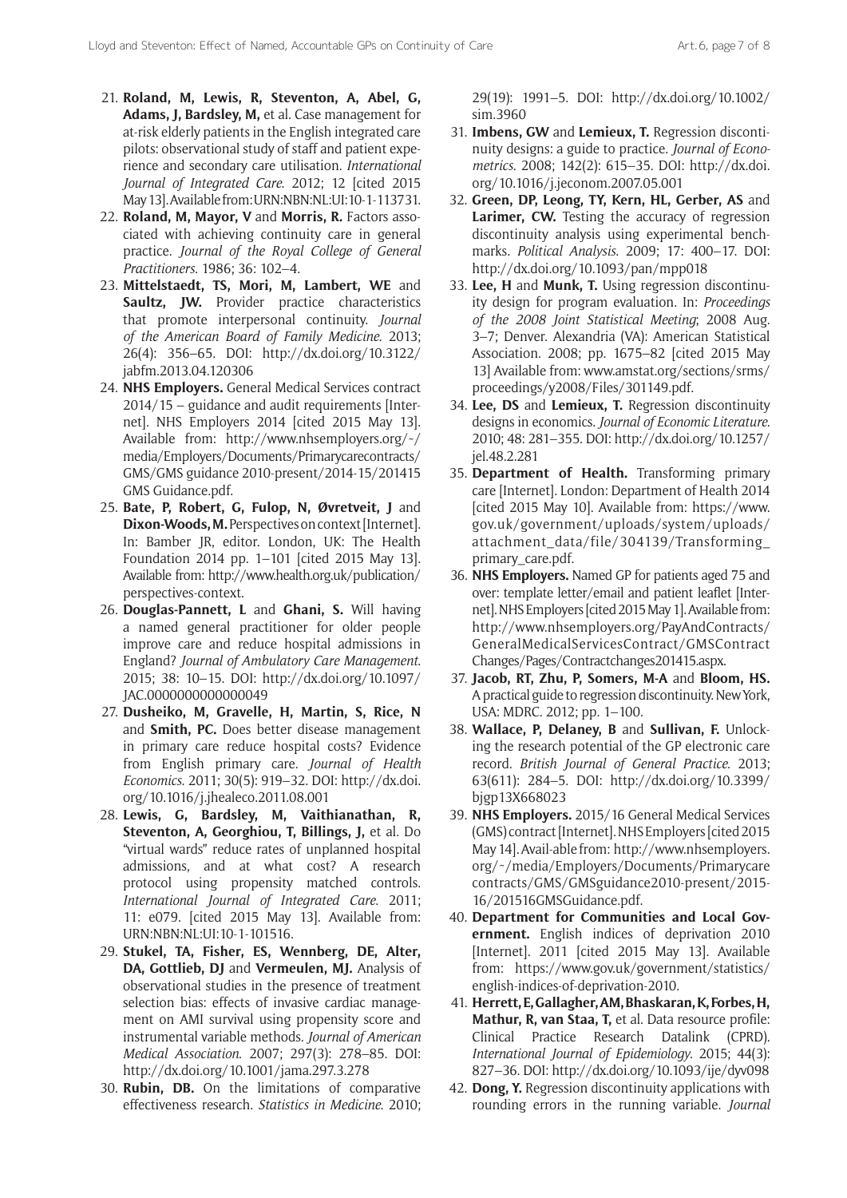21. **Roland, M, Lewis, R, Steventon, A, Abel, G, Adams, J, Bardsley, M,** et al. Case management for at-risk elderly patients in the English integrated care pilots: observational study of staff and patient experience and secondary care utilisation. *International Journal of Integrated Care*. 2012; 12 [cited 2015 May 13]. Available from: URN:NBN:NL:UI:10-1-113731.
22. **Roland, M, Mayor, V** and **Morris, R.** Factors associated with achieving continuity care in general practice. *Journal of the Royal College of General Practitioners*. 1986; 36: 102–4.
23. **Mittelstaedt, TS, Mori, M, Lambert, WE** and **Saultz, JW.** Provider practice characteristics that promote interpersonal continuity. *Journal of the American Board of Family Medicine*. 2013; 26(4): 356–65. DOI: http://dx.doi.org/10.3122/jabfm.2013.04.120306
24. **NHS Employers.** General Medical Services contract 2014/15 – guidance and audit requirements [Internet]. NHS Employers 2014 [cited 2015 May 13]. Available from: http://www.nhsemployers.org/~/media/Employers/Documents/Primarycarecontracts/GMS/GMS guidance 2010-present/2014-15/201415 GMS Guidance.pdf.
25. **Bate, P, Robert, G, Fulop, N, Øvretveit, J** and **Dixon-Woods, M.** Perspectives on context [Internet]. In: Bamber JR, editor. London, UK: The Health Foundation 2014 pp. 1–101 [cited 2015 May 13]. Available from: http://www.health.org.uk/publication/perspectives-context.
26. **Douglas-Pannett, L** and **Ghani, S.** Will having a named general practitioner for older people improve care and reduce hospital admissions in England? *Journal of Ambulatory Care Management*. 2015; 38: 10–15. DOI: http://dx.doi.org/10.1097/JAC.0000000000000049
27. **Dusheiko, M, Gravelle, H, Martin, S, Rice, N** and **Smith, PC.** Does better disease management in primary care reduce hospital costs? Evidence from English primary care. *Journal of Health Economics*. 2011; 30(5): 919–32. DOI: http://dx.doi.org/10.1016/j.jhealeco.2011.08.001
28. **Lewis, G, Bardsley, M, Vaithianathan, R, Steventon, A, Georghiou, T, Billings, J,** et al. Do "virtual wards" reduce rates of unplanned hospital admissions, and at what cost? A research protocol using propensity matched controls. *International Journal of Integrated Care*. 2011; 11: e079. [cited 2015 May 13]. Available from: URN:NBN:NL:UI:10-1-101516.
29. **Stukel, TA, Fisher, ES, Wennberg, DE, Alter, DA, Gottlieb, DJ** and **Vermeulen, MJ.** Analysis of observational studies in the presence of treatment selection bias: effects of invasive cardiac management on AMI survival using propensity score and instrumental variable methods. *Journal of American Medical Association*. 2007; 297(3): 278–85. DOI: http://dx.doi.org/10.1001/jama.297.3.278
30. **Rubin, DB.** On the limitations of comparative effectiveness research. *Statistics in Medicine*. 2010; 29(19): 1991–5. DOI: http://dx.doi.org/10.1002/sim.3960
31. **Imbens, GW** and **Lemieux, T.** Regression discontinuity designs: a guide to practice. *Journal of Econometrics*. 2008; 142(2): 615–35. DOI: http://dx.doi.org/10.1016/j.jeconom.2007.05.001
32. **Green, DP, Leong, TY, Kern, HL, Gerber, AS** and **Larimer, CW.** Testing the accuracy of regression discontinuity analysis using experimental benchmarks. *Political Analysis*. 2009; 17: 400–17. DOI: http://dx.doi.org/10.1093/pan/mpp018
33. **Lee, H** and **Munk, T.** Using regression discontinuity design for program evaluation. In: *Proceedings of the 2008 Joint Statistical Meeting*; 2008 Aug. 3–7; Denver. Alexandria (VA): American Statistical Association. 2008; pp. 1675–82 [cited 2015 May 13] Available from: www.amstat.org/sections/srms/proceedings/y2008/Files/301149.pdf.
34. **Lee, DS** and **Lemieux, T.** Regression discontinuity designs in economics. *Journal of Economic Literature*. 2010; 48: 281–355. DOI: http://dx.doi.org/10.1257/jel.48.2.281
35. **Department of Health.** Transforming primary care [Internet]. London: Department of Health 2014 [cited 2015 May 10]. Available from: https://www.gov.uk/government/uploads/system/uploads/attachment_data/file/304139/Transforming_primary_care.pdf.
36. **NHS Employers.** Named GP for patients aged 75 and over: template letter/email and patient leaflet [Internet]. NHS Employers [cited 2015 May 1]. Available from: http://www.nhsemployers.org/PayAndContracts/GeneralMedicalServicesContract/GMSContractChanges/Pages/Contractchanges201415.aspx.
37. **Jacob, RT, Zhu, P, Somers, M-A** and **Bloom, HS.** A practical guide to regression discontinuity. New York, USA: MDRC. 2012; pp. 1–100.
38. **Wallace, P, Delaney, B** and **Sullivan, F.** Unlocking the research potential of the GP electronic care record. *British Journal of General Practice*. 2013; 63(611): 284–5. DOI: http://dx.doi.org/10.3399/bjgp13X668023
39. **NHS Employers.** 2015/16 General Medical Services (GMS) contract [Internet]. NHS Employers [cited 2015 May 14]. Avail-able from: http://www.nhsemployers.org/~/media/Employers/Documents/Primarycare contracts/GMS/GMSguidance2010-present/2015-16/201516GMSGuidance.pdf.
40. **Department for Communities and Local Government.** English indices of deprivation 2010 [Internet]. 2011 [cited 2015 May 13]. Available from: https://www.gov.uk/government/statistics/english-indices-of-deprivation-2010.
41. **Herrett, E, Gallagher, AM, Bhaskaran, K, Forbes, H, Mathur, R, van Staa, T,** et al. Data resource profile: Clinical Practice Research Datalink (CPRD). *International Journal of Epidemiology*. 2015; 44(3): 827–36. DOI: http://dx.doi.org/10.1093/ije/dyv098
42. **Dong, Y.** Regression discontinuity applications with rounding errors in the running variable. *Journal*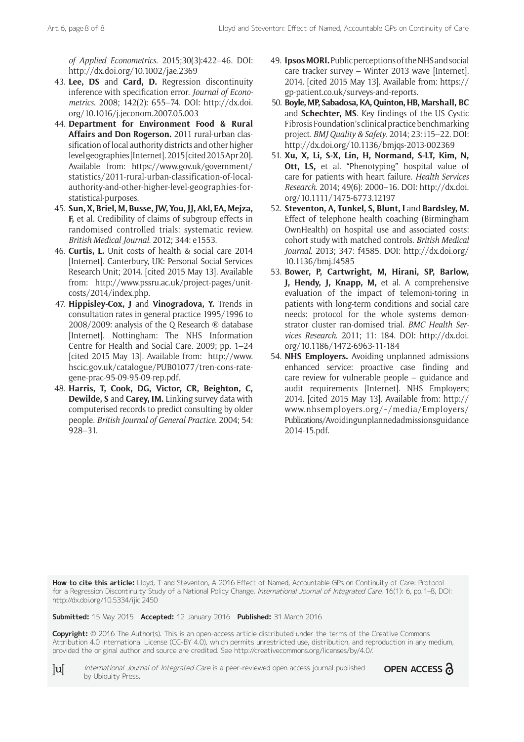*of Applied Econometrics*. 2015;30(3):422–46. DOI: http://dx.doi.org/10.1002/jae.2369

43. **Lee, DS** and **Card, D.** Regression discontinuity inference with specification error. *Journal of Econometrics*. 2008; 142(2): 655–74. DOI: http://dx.doi.org/10.1016/j.jeconom.2007.05.003
44. **Department for Environment Food & Rural Affairs and Don Rogerson.** 2011 rural-urban classification of local authority districts and other higher level geographies [Internet]. 2015 [cited 2015 Apr 20]. Available from: https://www.gov.uk/government/statistics/2011-rural-urban-classification-of-local-authority-and-other-higher-level-geographies-for-statistical-purposes.
45. **Sun, X, Briel, M, Busse, JW, You, JJ, Akl, EA, Mejza, F,** et al. Credibility of claims of subgroup effects in randomised controlled trials: systematic review. *British Medical Journal*. 2012; 344: e1553.
46. **Curtis, L.** Unit costs of health & social care 2014 [Internet]. Canterbury, UK: Personal Social Services Research Unit; 2014. [cited 2015 May 13]. Available from: http://www.pssru.ac.uk/project-pages/unit-costs/2014/index.php.
47. **Hippisley-Cox, J** and **Vinogradova, Y.** Trends in consultation rates in general practice 1995/1996 to 2008/2009: analysis of the Q Research ® database [Internet]. Nottingham: The NHS Information Centre for Health and Social Care. 2009; pp. 1–24 [cited 2015 May 13]. Available from: http://www.hscic.gov.uk/catalogue/PUB01077/tren-cons-rate-gene-prac-95-09-95-09-rep.pdf.
48. **Harris, T, Cook, DG, Victor, CR, Beighton, C, Dewilde, S** and **Carey, IM.** Linking survey data with computerised records to predict consulting by older people. *British Journal of General Practice*. 2004; 54: 928–31.
49. **Ipsos MORI.** Public perceptions of the NHS and social care tracker survey – Winter 2013 wave [Internet]. 2014. [cited 2015 May 13]. Available from: https://gp-patient.co.uk/surveys-and-reports.
50. **Boyle, MP, Sabadosa, KA, Quinton, HB, Marshall, BC** and **Schechter, MS**. Key findings of the US Cystic Fibrosis Foundation's clinical practice benchmarking project. *BMJ Quality & Safety*. 2014; 23: i15–22. DOI: http://dx.doi.org/10.1136/bmjqs-2013-002369
51. **Xu, X, Li, S-X, Lin, H, Normand, S-LT, Kim, N, Ott, LS,** et al. "Phenotyping" hospital value of care for patients with heart failure. *Health Services Research*. 2014; 49(6): 2000–16. DOI: http://dx.doi.org/10.1111/1475-6773.12197
52. **Steventon, A, Tunkel, S, Blunt, I** and **Bardsley, M.** Effect of telephone health coaching (Birmingham OwnHealth) on hospital use and associated costs: cohort study with matched controls. *British Medical Journal*. 2013; 347: f4585. DOI: http://dx.doi.org/10.1136/bmj.f4585
53. **Bower, P, Cartwright, M, Hirani, SP, Barlow, J, Hendy, J, Knapp, M,** et al. A comprehensive evaluation of the impact of telemoni-toring in patients with long-term conditions and social care needs: protocol for the whole systems demonstrator cluster ran-domised trial. *BMC Health Services Research*. 2011; 11: 184. DOI: http://dx.doi.org/10.1186/1472-6963-11-184
54. **NHS Employers.** Avoiding unplanned admissions enhanced service: proactive case finding and care review for vulnerable people – guidance and audit requirements [Internet]. NHS Employers; 2014. [cited 2015 May 13]. Available from: http://www.nhsemployers.org/~/media/Employers/Publications/Avoidingunplannedadmissionsguidance 2014-15.pdf.

**How to cite this article:** Lloyd, T and Steventon, A 2016 Effect of Named, Accountable GPs on Continuity of Care: Protocol for a Regression Discontinuity Study of a National Policy Change. *International Journal of Integrated Care*, 16(1): 6, pp. 1–8, DOI: http://dx.doi.org/10.5334/ijic.2450

**Submitted:** 15 May 2015 **Accepted:** 12 January 2016 **Published:** 31 March 2016

**Copyright:** © 2016 The Author(s). This is an open-access article distributed under the terms of the Creative Commons Attribution 4.0 International License (CC-BY 4.0), which permits unrestricted use, distribution, and reproduction in any medium, provided the original author and source are credited. See http://creativecommons.org/licenses/by/4.0/.

*International Journal of Integrated Care* is a peer-reviewed open access journal published by Ubiquity Press.

**OPEN ACCESS**